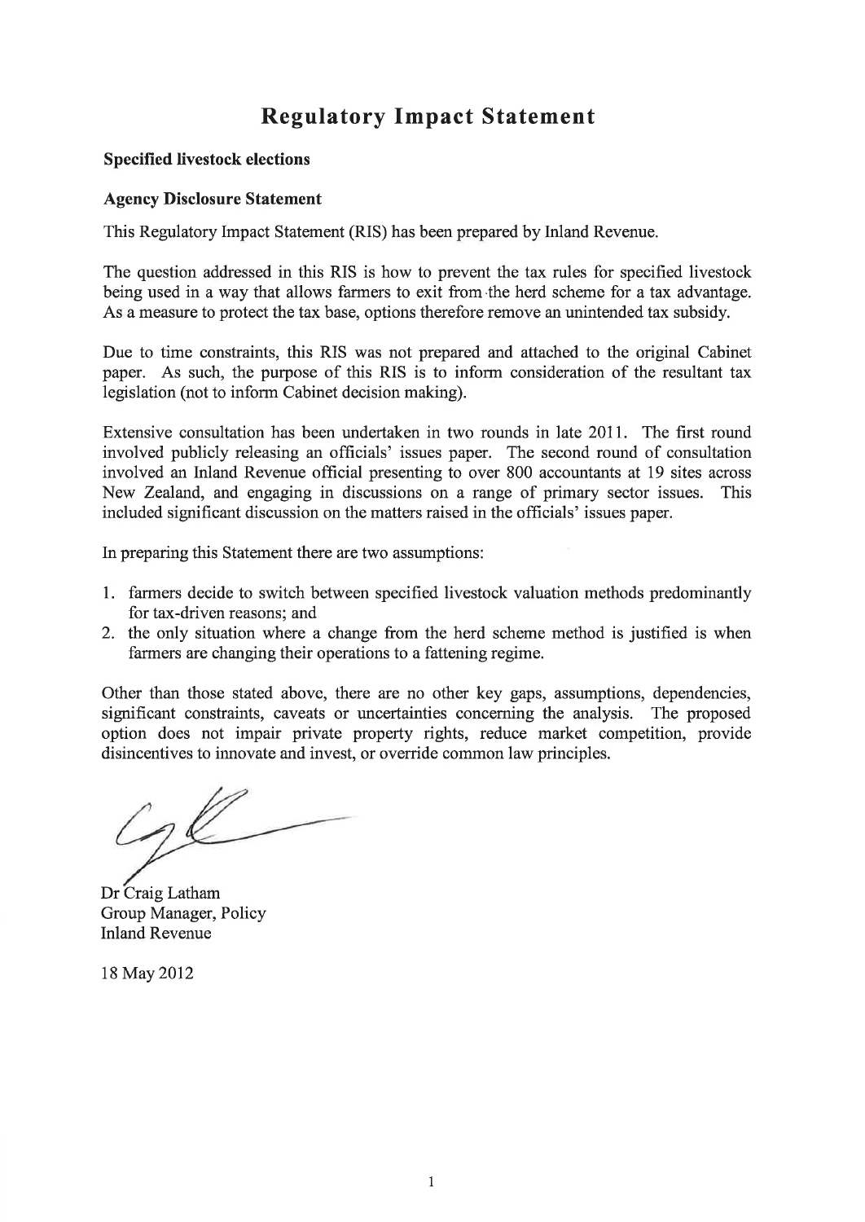# Regulatory Impact Statement

**Specified livestock elections**

**Agency Disclosure Statement**

This Regulatory Impact Statement (RIS) has been prepared by Inland Revenue.

The question addressed in this RIS is how to prevent the tax rules for specified livestock being used in a way that allows farmers to exit from the herd scheme for a tax advantage. As a measure to protect the tax base, options therefore remove an unintended tax subsidy.

Due to time constraints, this RIS was not prepared and attached to the original Cabinet paper. As such, the purpose of this RIS is to inform consideration of the resultant tax legislation (not to inform Cabinet decision making).

Extensive consultation has been undertaken in two rounds in late 2011. The first round involved publicly releasing an officials' issues paper. The second round of consultation involved an Inland Revenue official presenting to over 800 accountants at 19 sites across New Zealand, and engaging in discussions on a range of primary sector issues. This included significant discussion on the matters raised in the officials' issues paper.

In preparing this Statement there are two assumptions:

1. farmers decide to switch between specified livestock valuation methods predominantly for tax-driven reasons; and
2. the only situation where a change from the herd scheme method is justified is when farmers are changing their operations to a fattening regime.

Other than those stated above, there are no other key gaps, assumptions, dependencies, significant constraints, caveats or uncertainties concerning the analysis. The proposed option does not impair private property rights, reduce market competition, provide disincentives to innovate and invest, or override common law principles.

Dr Craig Latham
Group Manager, Policy
Inland Revenue

18 May 2012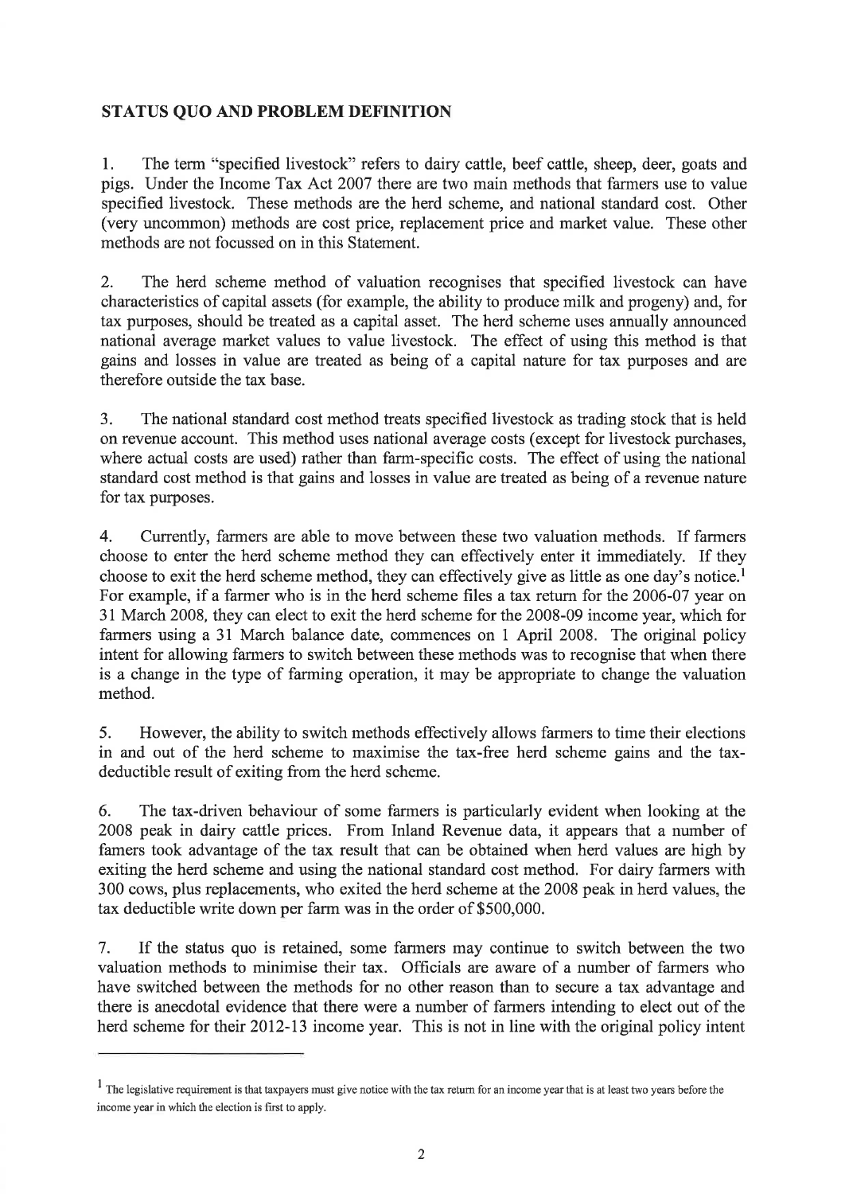## STATUS QUO AND PROBLEM DEFINITION

1. The term "specified livestock" refers to dairy cattle, beef cattle, sheep, deer, goats and pigs. Under the Income Tax Act 2007 there are two main methods that farmers use to value specified livestock. These methods are the herd scheme, and national standard cost. Other (very uncommon) methods are cost price, replacement price and market value. These other methods are not focussed on in this Statement.

2. The herd scheme method of valuation recognises that specified livestock can have characteristics of capital assets (for example, the ability to produce milk and progeny) and, for tax purposes, should be treated as a capital asset. The herd scheme uses annually announced national average market values to value livestock. The effect of using this method is that gains and losses in value are treated as being of a capital nature for tax purposes and are therefore outside the tax base.

3. The national standard cost method treats specified livestock as trading stock that is held on revenue account. This method uses national average costs (except for livestock purchases, where actual costs are used) rather than farm-specific costs. The effect of using the national standard cost method is that gains and losses in value are treated as being of a revenue nature for tax purposes.

4. Currently, farmers are able to move between these two valuation methods. If farmers choose to enter the herd scheme method they can effectively enter it immediately. If they choose to exit the herd scheme method, they can effectively give as little as one day's notice.[1] For example, if a farmer who is in the herd scheme files a tax return for the 2006-07 year on 31 March 2008, they can elect to exit the herd scheme for the 2008-09 income year, which for farmers using a 31 March balance date, commences on 1 April 2008. The original policy intent for allowing farmers to switch between these methods was to recognise that when there is a change in the type of farming operation, it may be appropriate to change the valuation method.

5. However, the ability to switch methods effectively allows farmers to time their elections in and out of the herd scheme to maximise the tax-free herd scheme gains and the tax-deductible result of exiting from the herd scheme.

6. The tax-driven behaviour of some farmers is particularly evident when looking at the 2008 peak in dairy cattle prices. From Inland Revenue data, it appears that a number of famers took advantage of the tax result that can be obtained when herd values are high by exiting the herd scheme and using the national standard cost method. For dairy farmers with 300 cows, plus replacements, who exited the herd scheme at the 2008 peak in herd values, the tax deductible write down per farm was in the order of $500,000.

7. If the status quo is retained, some farmers may continue to switch between the two valuation methods to minimise their tax. Officials are aware of a number of farmers who have switched between the methods for no other reason than to secure a tax advantage and there is anecdotal evidence that there were a number of farmers intending to elect out of the herd scheme for their 2012-13 income year. This is not in line with the original policy intent

---

[1] The legislative requirement is that taxpayers must give notice with the tax return for an income year that is at least two years before the income year in which the election is first to apply.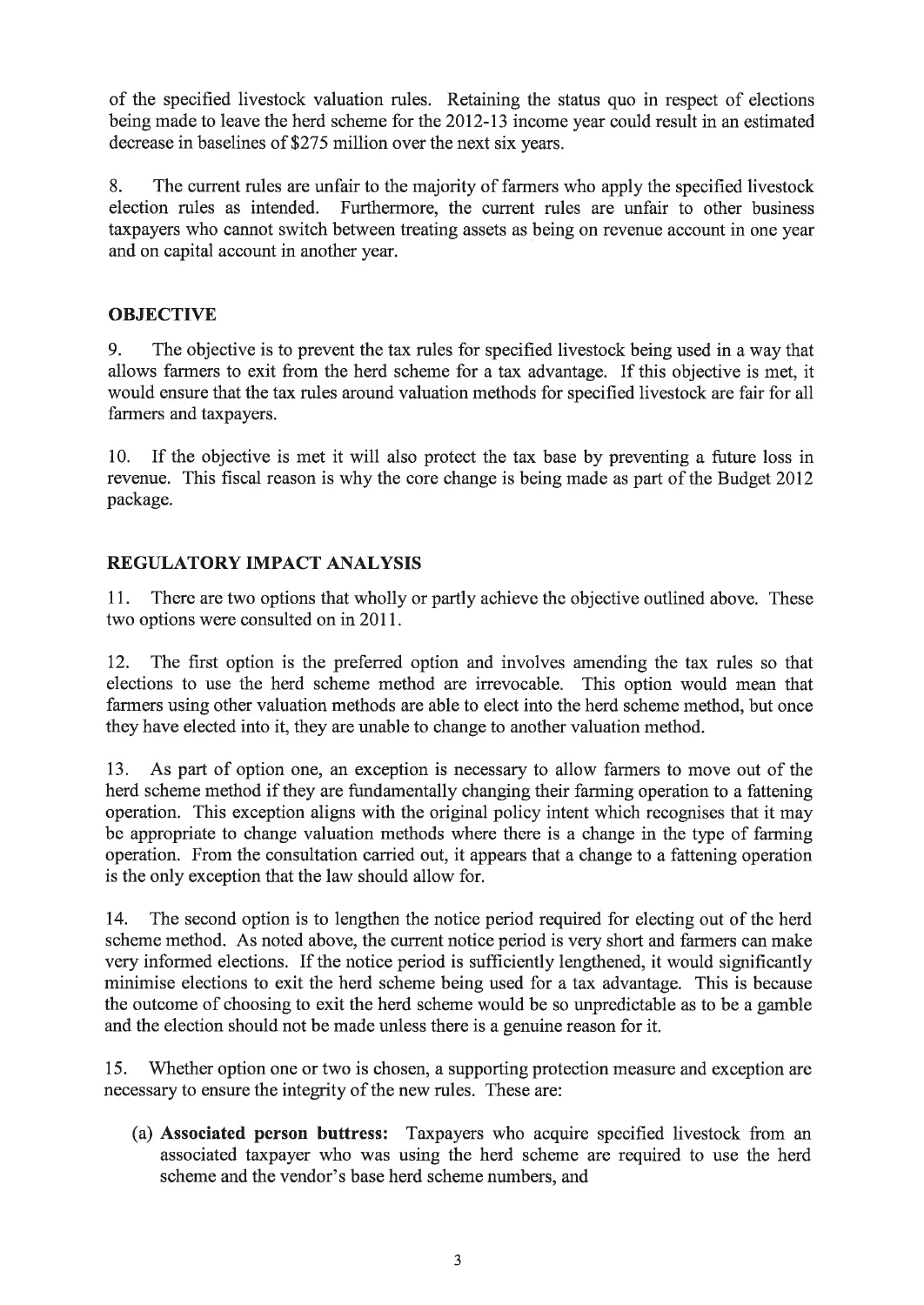of the specified livestock valuation rules. Retaining the status quo in respect of elections being made to leave the herd scheme for the 2012-13 income year could result in an estimated decrease in baselines of $275 million over the next six years.

8. The current rules are unfair to the majority of farmers who apply the specified livestock election rules as intended. Furthermore, the current rules are unfair to other business taxpayers who cannot switch between treating assets as being on revenue account in one year and on capital account in another year.

## OBJECTIVE

9. The objective is to prevent the tax rules for specified livestock being used in a way that allows farmers to exit from the herd scheme for a tax advantage. If this objective is met, it would ensure that the tax rules around valuation methods for specified livestock are fair for all farmers and taxpayers.

10. If the objective is met it will also protect the tax base by preventing a future loss in revenue. This fiscal reason is why the core change is being made as part of the Budget 2012 package.

## REGULATORY IMPACT ANALYSIS

11. There are two options that wholly or partly achieve the objective outlined above. These two options were consulted on in 2011.

12. The first option is the preferred option and involves amending the tax rules so that elections to use the herd scheme method are irrevocable. This option would mean that farmers using other valuation methods are able to elect into the herd scheme method, but once they have elected into it, they are unable to change to another valuation method.

13. As part of option one, an exception is necessary to allow farmers to move out of the herd scheme method if they are fundamentally changing their farming operation to a fattening operation. This exception aligns with the original policy intent which recognises that it may be appropriate to change valuation methods where there is a change in the type of farming operation. From the consultation carried out, it appears that a change to a fattening operation is the only exception that the law should allow for.

14. The second option is to lengthen the notice period required for electing out of the herd scheme method. As noted above, the current notice period is very short and farmers can make very informed elections. If the notice period is sufficiently lengthened, it would significantly minimise elections to exit the herd scheme being used for a tax advantage. This is because the outcome of choosing to exit the herd scheme would be so unpredictable as to be a gamble and the election should not be made unless there is a genuine reason for it.

15. Whether option one or two is chosen, a supporting protection measure and exception are necessary to ensure the integrity of the new rules. These are:

(a) **Associated person buttress:** Taxpayers who acquire specified livestock from an associated taxpayer who was using the herd scheme are required to use the herd scheme and the vendor's base herd scheme numbers, and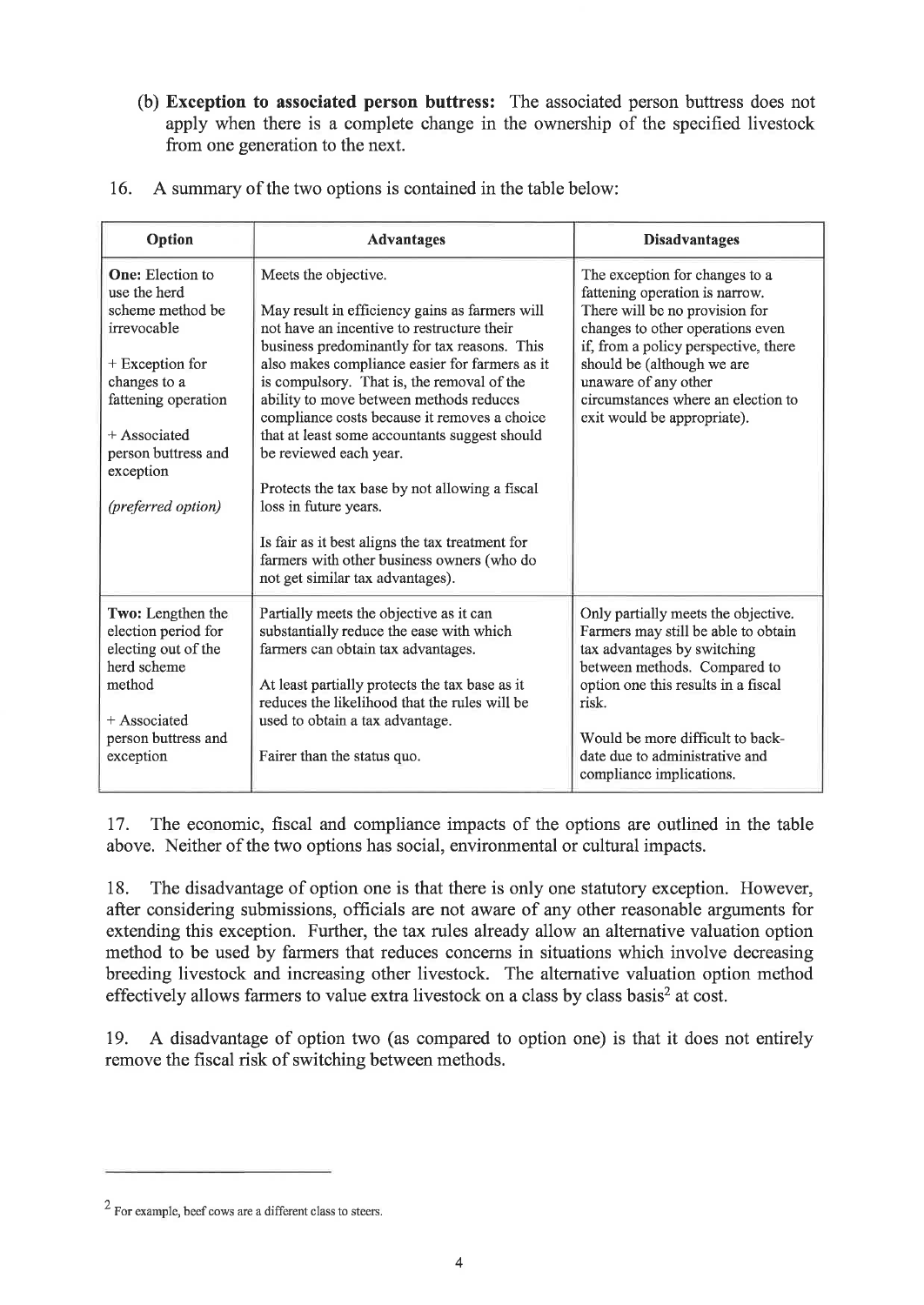(b) **Exception to associated person buttress:** The associated person buttress does not apply when there is a complete change in the ownership of the specified livestock from one generation to the next.

16. A summary of the two options is contained in the table below:

| Option | Advantages | Disadvantages |
|---|---|---|
| **One:** Election to use the herd scheme method be irrevocable<br><br>+ Exception for changes to a fattening operation<br><br>+ Associated person buttress and exception<br><br>*(preferred option)* | Meets the objective.<br><br>May result in efficiency gains as farmers will not have an incentive to restructure their business predominantly for tax reasons. This also makes compliance easier for farmers as it is compulsory. That is, the removal of the ability to move between methods reduces compliance costs because it removes a choice that at least some accountants suggest should be reviewed each year.<br><br>Protects the tax base by not allowing a fiscal loss in future years.<br><br>Is fair as it best aligns the tax treatment for farmers with other business owners (who do not get similar tax advantages). | The exception for changes to a fattening operation is narrow. There will be no provision for changes to other operations even if, from a policy perspective, there should be (although we are unaware of any other circumstances where an election to exit would be appropriate). |
| **Two:** Lengthen the election period for electing out of the herd scheme method<br><br>+ Associated person buttress and exception | Partially meets the objective as it can substantially reduce the ease with which farmers can obtain tax advantages.<br><br>At least partially protects the tax base as it reduces the likelihood that the rules will be used to obtain a tax advantage.<br><br>Fairer than the status quo. | Only partially meets the objective. Farmers may still be able to obtain tax advantages by switching between methods. Compared to option one this results in a fiscal risk.<br><br>Would be more difficult to back-date due to administrative and compliance implications. |

17. The economic, fiscal and compliance impacts of the options are outlined in the table above. Neither of the two options has social, environmental or cultural impacts.

18. The disadvantage of option one is that there is only one statutory exception. However, after considering submissions, officials are not aware of any other reasonable arguments for extending this exception. Further, the tax rules already allow an alternative valuation option method to be used by farmers that reduces concerns in situations which involve decreasing breeding livestock and increasing other livestock. The alternative valuation option method effectively allows farmers to value extra livestock on a class by class basis[2] at cost.

19. A disadvantage of option two (as compared to option one) is that it does not entirely remove the fiscal risk of switching between methods.

[2] For example, beef cows are a different class to steers.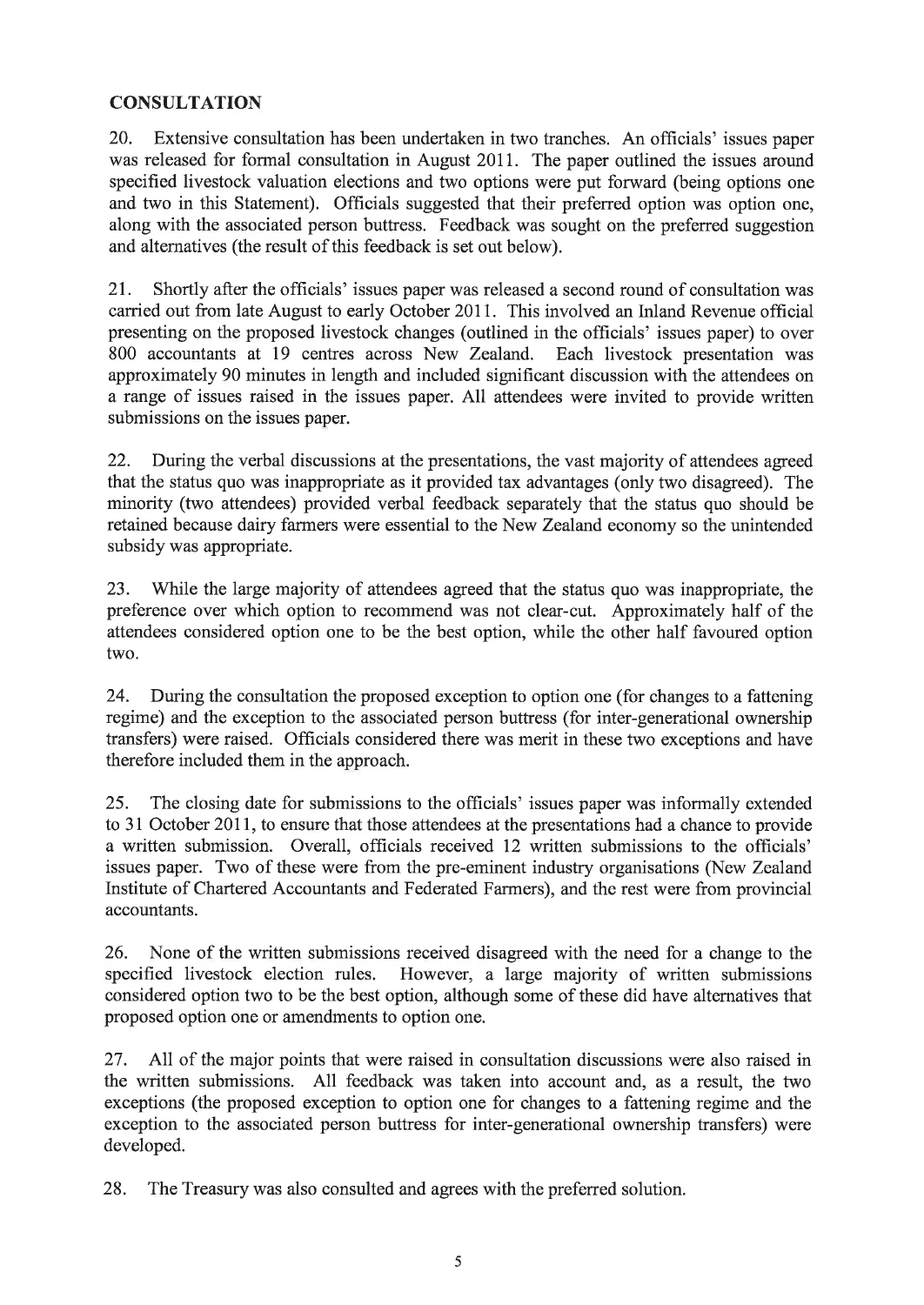## CONSULTATION

20. Extensive consultation has been undertaken in two tranches. An officials' issues paper was released for formal consultation in August 2011. The paper outlined the issues around specified livestock valuation elections and two options were put forward (being options one and two in this Statement). Officials suggested that their preferred option was option one, along with the associated person buttress. Feedback was sought on the preferred suggestion and alternatives (the result of this feedback is set out below).

21. Shortly after the officials' issues paper was released a second round of consultation was carried out from late August to early October 2011. This involved an Inland Revenue official presenting on the proposed livestock changes (outlined in the officials' issues paper) to over 800 accountants at 19 centres across New Zealand. Each livestock presentation was approximately 90 minutes in length and included significant discussion with the attendees on a range of issues raised in the issues paper. All attendees were invited to provide written submissions on the issues paper.

22. During the verbal discussions at the presentations, the vast majority of attendees agreed that the status quo was inappropriate as it provided tax advantages (only two disagreed). The minority (two attendees) provided verbal feedback separately that the status quo should be retained because dairy farmers were essential to the New Zealand economy so the unintended subsidy was appropriate.

23. While the large majority of attendees agreed that the status quo was inappropriate, the preference over which option to recommend was not clear-cut. Approximately half of the attendees considered option one to be the best option, while the other half favoured option two.

24. During the consultation the proposed exception to option one (for changes to a fattening regime) and the exception to the associated person buttress (for inter-generational ownership transfers) were raised. Officials considered there was merit in these two exceptions and have therefore included them in the approach.

25. The closing date for submissions to the officials' issues paper was informally extended to 31 October 2011, to ensure that those attendees at the presentations had a chance to provide a written submission. Overall, officials received 12 written submissions to the officials' issues paper. Two of these were from the pre-eminent industry organisations (New Zealand Institute of Chartered Accountants and Federated Farmers), and the rest were from provincial accountants.

26. None of the written submissions received disagreed with the need for a change to the specified livestock election rules. However, a large majority of written submissions considered option two to be the best option, although some of these did have alternatives that proposed option one or amendments to option one.

27. All of the major points that were raised in consultation discussions were also raised in the written submissions. All feedback was taken into account and, as a result, the two exceptions (the proposed exception to option one for changes to a fattening regime and the exception to the associated person buttress for inter-generational ownership transfers) were developed.

28. The Treasury was also consulted and agrees with the preferred solution.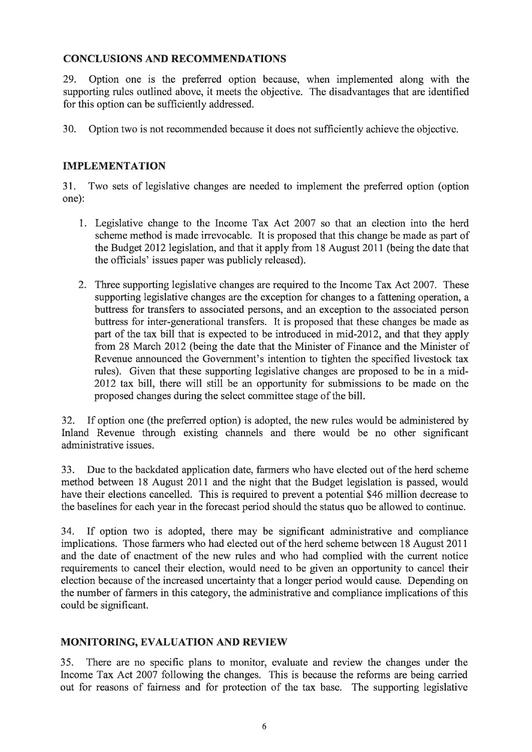## CONCLUSIONS AND RECOMMENDATIONS

29. Option one is the preferred option because, when implemented along with the supporting rules outlined above, it meets the objective. The disadvantages that are identified for this option can be sufficiently addressed.

30. Option two is not recommended because it does not sufficiently achieve the objective.

## IMPLEMENTATION

31. Two sets of legislative changes are needed to implement the preferred option (option one):

1. Legislative change to the Income Tax Act 2007 so that an election into the herd scheme method is made irrevocable. It is proposed that this change be made as part of the Budget 2012 legislation, and that it apply from 18 August 2011 (being the date that the officials' issues paper was publicly released).
2. Three supporting legislative changes are required to the Income Tax Act 2007. These supporting legislative changes are the exception for changes to a fattening operation, a buttress for transfers to associated persons, and an exception to the associated person buttress for inter-generational transfers. It is proposed that these changes be made as part of the tax bill that is expected to be introduced in mid-2012, and that they apply from 28 March 2012 (being the date that the Minister of Finance and the Minister of Revenue announced the Government's intention to tighten the specified livestock tax rules). Given that these supporting legislative changes are proposed to be in a mid-2012 tax bill, there will still be an opportunity for submissions to be made on the proposed changes during the select committee stage of the bill.

32. If option one (the preferred option) is adopted, the new rules would be administered by Inland Revenue through existing channels and there would be no other significant administrative issues.

33. Due to the backdated application date, farmers who have elected out of the herd scheme method between 18 August 2011 and the night that the Budget legislation is passed, would have their elections cancelled. This is required to prevent a potential $46 million decrease to the baselines for each year in the forecast period should the status quo be allowed to continue.

34. If option two is adopted, there may be significant administrative and compliance implications. Those farmers who had elected out of the herd scheme between 18 August 2011 and the date of enactment of the new rules and who had complied with the current notice requirements to cancel their election, would need to be given an opportunity to cancel their election because of the increased uncertainty that a longer period would cause. Depending on the number of farmers in this category, the administrative and compliance implications of this could be significant.

## MONITORING, EVALUATION AND REVIEW

35. There are no specific plans to monitor, evaluate and review the changes under the Income Tax Act 2007 following the changes. This is because the reforms are being carried out for reasons of fairness and for protection of the tax base. The supporting legislative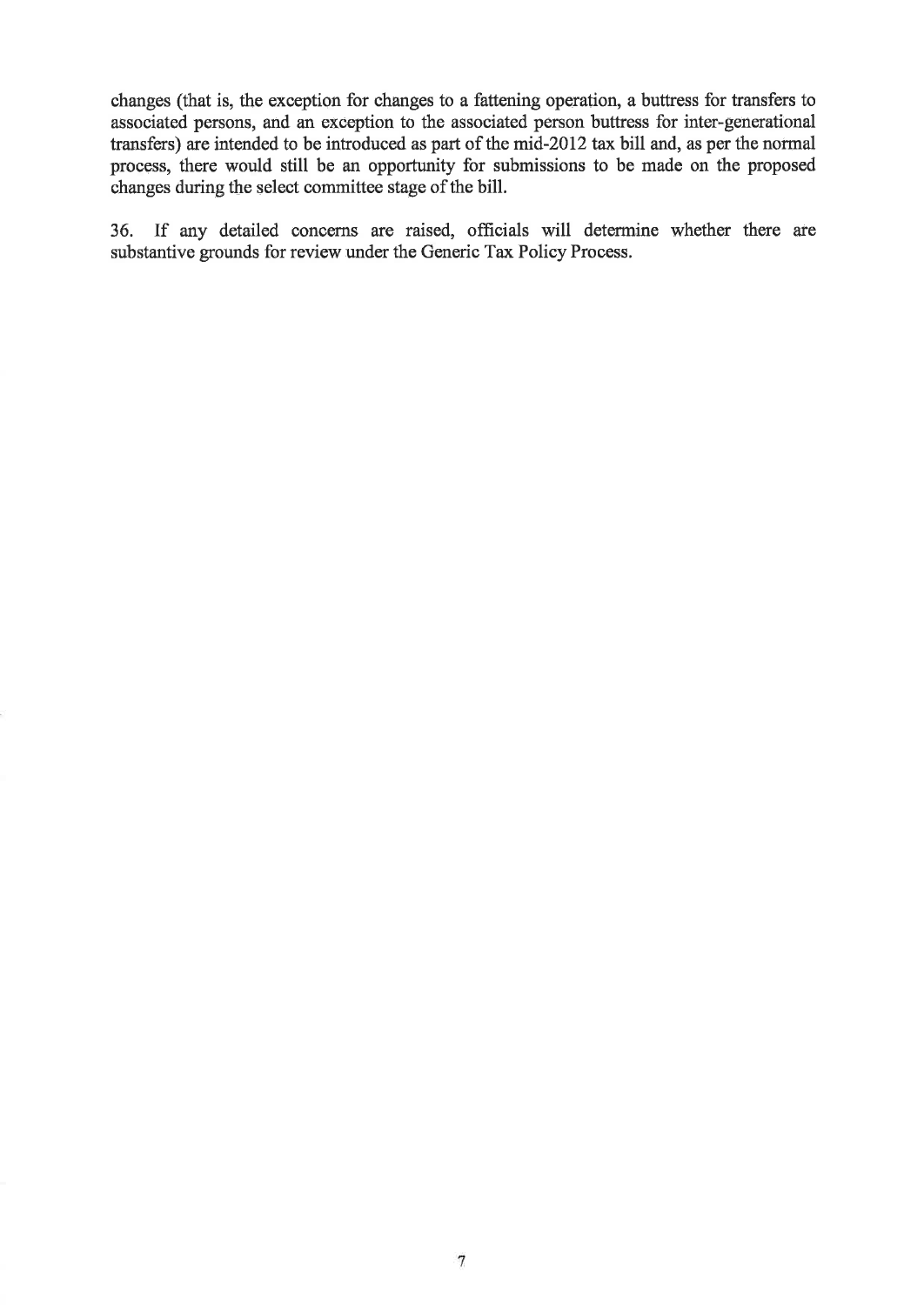changes (that is, the exception for changes to a fattening operation, a buttress for transfers to associated persons, and an exception to the associated person buttress for inter-generational transfers) are intended to be introduced as part of the mid-2012 tax bill and, as per the normal process, there would still be an opportunity for submissions to be made on the proposed changes during the select committee stage of the bill.

36. If any detailed concerns are raised, officials will determine whether there are substantive grounds for review under the Generic Tax Policy Process.